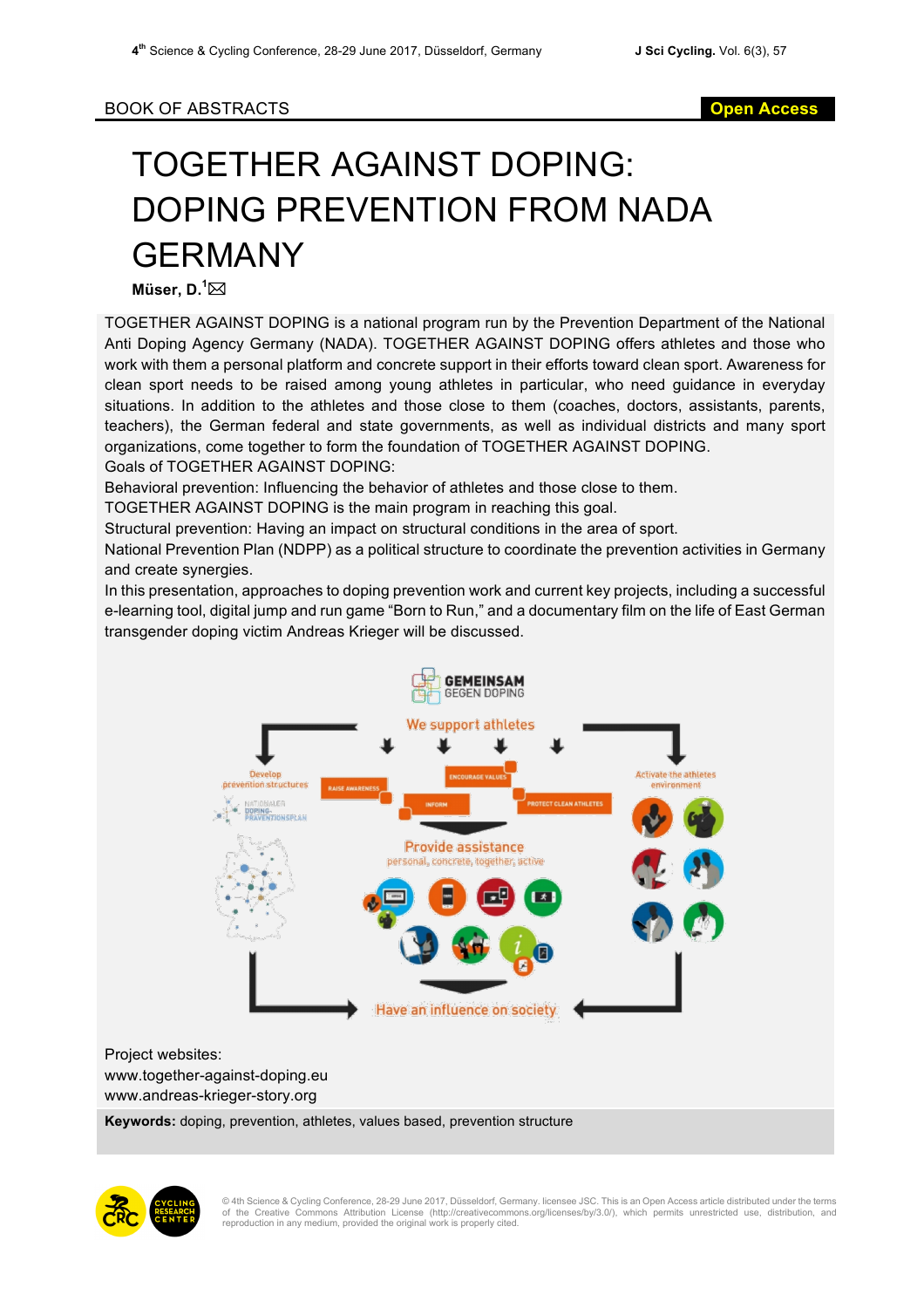BOOK OF ABSTRACTS

# TOGETHER AGAINST DOPING: DOPING PREVENTION FROM NADA GERMANY

**Müser, D.**[1]

TOGETHER AGAINST DOPING is a national program run by the Prevention Department of the National Anti Doping Agency Germany (NADA). TOGETHER AGAINST DOPING offers athletes and those who work with them a personal platform and concrete support in their efforts toward clean sport. Awareness for clean sport needs to be raised among young athletes in particular, who need guidance in everyday situations. In addition to the athletes and those close to them (coaches, doctors, assistants, parents, teachers), the German federal and state governments, as well as individual districts and many sport organizations, come together to form the foundation of TOGETHER AGAINST DOPING.

Goals of TOGETHER AGAINST DOPING:

Behavioral prevention: Influencing the behavior of athletes and those close to them.

TOGETHER AGAINST DOPING is the main program in reaching this goal.

Structural prevention: Having an impact on structural conditions in the area of sport.

National Prevention Plan (NDPP) as a political structure to coordinate the prevention activities in Germany and create synergies.

In this presentation, approaches to doping prevention work and current key projects, including a successful e-learning tool, digital jump and run game "Born to Run," and a documentary film on the life of East German transgender doping victim Andreas Krieger will be discussed.

Project websites:
www.together-against-doping.eu
www.andreas-krieger-story.org

**Keywords:** doping, prevention, athletes, values based, prevention structure

© 4th Science & Cycling Conference, 28-29 June 2017, Düsseldorf, Germany. licensee JSC. This is an Open Access article distributed under the terms of the Creative Commons Attribution License (http://creativecommons.org/licenses/by/3.0/), which permits unrestricted use, distribution, and reproduction in any medium, provided the original work is properly cited.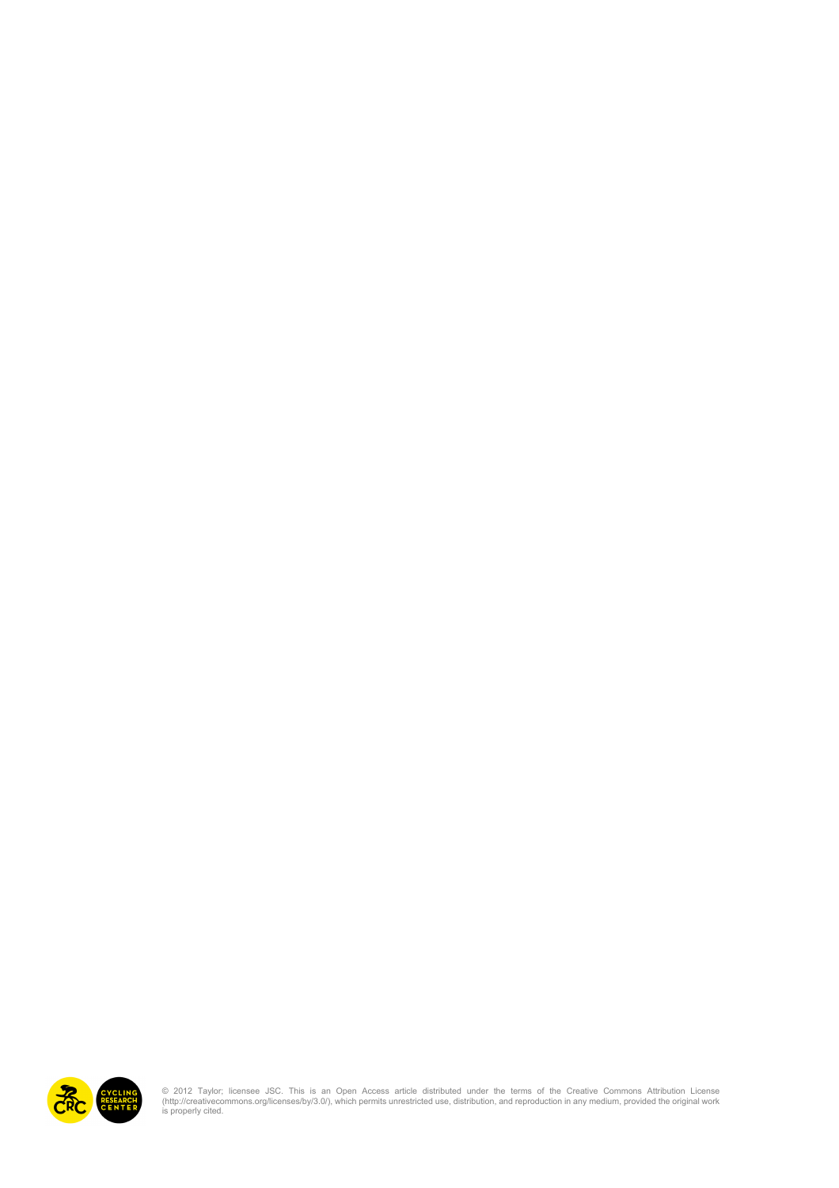© 2012 Taylor; licensee JSC. This is an Open Access article distributed under the terms of the Creative Commons Attribution License (http://creativecommons.org/licenses/by/3.0/), which permits unrestricted use, distribution, and reproduction in any medium, provided the original work is properly cited.